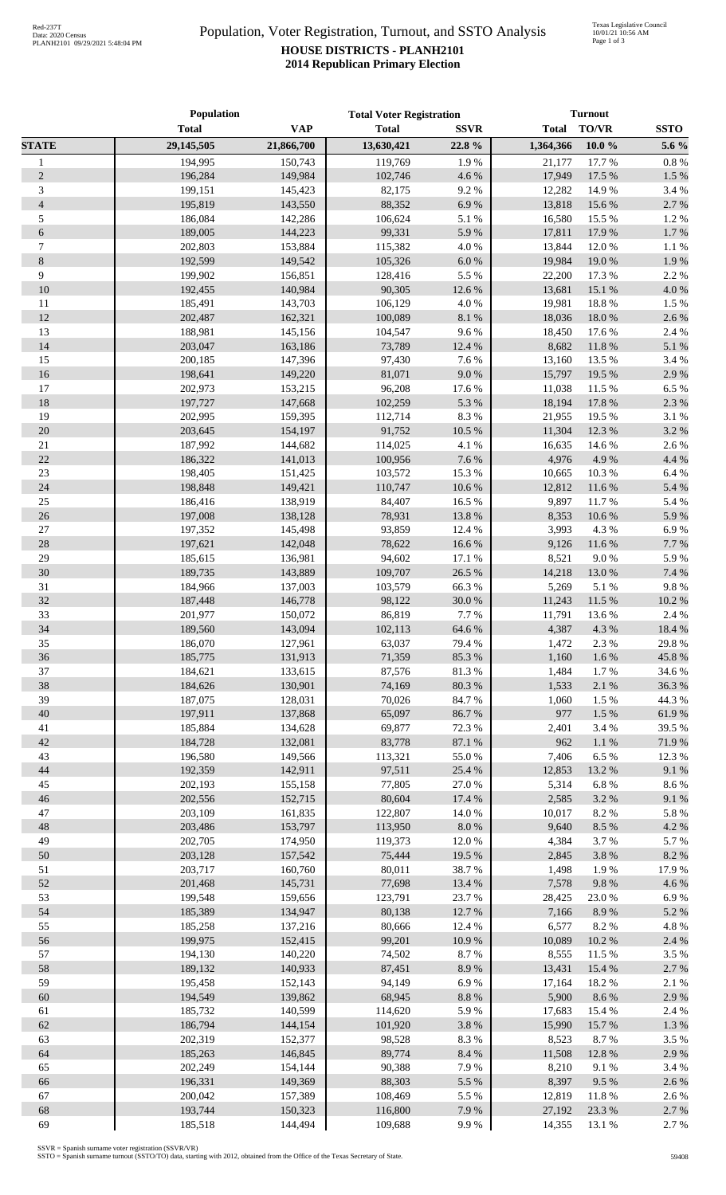# Population, Voter Registration, Turnout, and SSTO Analysis

## HOUSE DISTRICTS - PLANH2101

## 2014 Republican Primary Election

| | Population | | Total Voter Registration | | Turnout | | |
|---|---|---|---|---|---|---|---|
| | Total | VAP | Total | SSVR | Total | TO/VR | SSTO |
| **STATE** | **29,145,505** | **21,866,700** | **13,630,421** | **22.8 %** | **1,364,366** | **10.0 %** | **5.6 %** |
| 1 | 194,995 | 150,743 | 119,769 | 1.9 % | 21,177 | 17.7 % | 0.8 % |
| 2 | 196,284 | 149,984 | 102,746 | 4.6 % | 17,949 | 17.5 % | 1.5 % |
| 3 | 199,151 | 145,423 | 82,175 | 9.2 % | 12,282 | 14.9 % | 3.4 % |
| 4 | 195,819 | 143,550 | 88,352 | 6.9 % | 13,818 | 15.6 % | 2.7 % |
| 5 | 186,084 | 142,286 | 106,624 | 5.1 % | 16,580 | 15.5 % | 1.2 % |
| 6 | 189,005 | 144,223 | 99,331 | 5.9 % | 17,811 | 17.9 % | 1.7 % |
| 7 | 202,803 | 153,884 | 115,382 | 4.0 % | 13,844 | 12.0 % | 1.1 % |
| 8 | 192,599 | 149,542 | 105,326 | 6.0 % | 19,984 | 19.0 % | 1.9 % |
| 9 | 199,902 | 156,851 | 128,416 | 5.5 % | 22,200 | 17.3 % | 2.2 % |
| 10 | 192,455 | 140,984 | 90,305 | 12.6 % | 13,681 | 15.1 % | 4.0 % |
| 11 | 185,491 | 143,703 | 106,129 | 4.0 % | 19,981 | 18.8 % | 1.5 % |
| 12 | 202,487 | 162,321 | 100,089 | 8.1 % | 18,036 | 18.0 % | 2.6 % |
| 13 | 188,981 | 145,156 | 104,547 | 9.6 % | 18,450 | 17.6 % | 2.4 % |
| 14 | 203,047 | 163,186 | 73,789 | 12.4 % | 8,682 | 11.8 % | 5.1 % |
| 15 | 200,185 | 147,396 | 97,430 | 7.6 % | 13,160 | 13.5 % | 3.4 % |
| 16 | 198,641 | 149,220 | 81,071 | 9.0 % | 15,797 | 19.5 % | 2.9 % |
| 17 | 202,973 | 153,215 | 96,208 | 17.6 % | 11,038 | 11.5 % | 6.5 % |
| 18 | 197,727 | 147,668 | 102,259 | 5.3 % | 18,194 | 17.8 % | 2.3 % |
| 19 | 202,995 | 159,395 | 112,714 | 8.3 % | 21,955 | 19.5 % | 3.1 % |
| 20 | 203,645 | 154,197 | 91,752 | 10.5 % | 11,304 | 12.3 % | 3.2 % |
| 21 | 187,992 | 144,682 | 114,025 | 4.1 % | 16,635 | 14.6 % | 2.6 % |
| 22 | 186,322 | 141,013 | 100,956 | 7.6 % | 4,976 | 4.9 % | 4.4 % |
| 23 | 198,405 | 151,425 | 103,572 | 15.3 % | 10,665 | 10.3 % | 6.4 % |
| 24 | 198,848 | 149,421 | 110,747 | 10.6 % | 12,812 | 11.6 % | 5.4 % |
| 25 | 186,416 | 138,919 | 84,407 | 16.5 % | 9,897 | 11.7 % | 5.4 % |
| 26 | 197,008 | 138,128 | 78,931 | 13.8 % | 8,353 | 10.6 % | 5.9 % |
| 27 | 197,352 | 145,498 | 93,859 | 12.4 % | 3,993 | 4.3 % | 6.9 % |
| 28 | 197,621 | 142,048 | 78,622 | 16.6 % | 9,126 | 11.6 % | 7.7 % |
| 29 | 185,615 | 136,981 | 94,602 | 17.1 % | 8,521 | 9.0 % | 5.9 % |
| 30 | 189,735 | 143,889 | 109,707 | 26.5 % | 14,218 | 13.0 % | 7.4 % |
| 31 | 184,966 | 137,003 | 103,579 | 66.3 % | 5,269 | 5.1 % | 9.8 % |
| 32 | 187,448 | 146,778 | 98,122 | 30.0 % | 11,243 | 11.5 % | 10.2 % |
| 33 | 201,977 | 150,072 | 86,819 | 7.7 % | 11,791 | 13.6 % | 2.4 % |
| 34 | 189,560 | 143,094 | 102,113 | 64.6 % | 4,387 | 4.3 % | 18.4 % |
| 35 | 186,070 | 127,961 | 63,037 | 79.4 % | 1,472 | 2.3 % | 29.8 % |
| 36 | 185,775 | 131,913 | 71,359 | 85.3 % | 1,160 | 1.6 % | 45.8 % |
| 37 | 184,621 | 133,615 | 87,576 | 81.3 % | 1,484 | 1.7 % | 34.6 % |
| 38 | 184,626 | 130,901 | 74,169 | 80.3 % | 1,533 | 2.1 % | 36.3 % |
| 39 | 187,075 | 128,031 | 70,026 | 84.7 % | 1,060 | 1.5 % | 44.3 % |
| 40 | 197,911 | 137,868 | 65,097 | 86.7 % | 977 | 1.5 % | 61.9 % |
| 41 | 185,884 | 134,628 | 69,877 | 72.3 % | 2,401 | 3.4 % | 39.5 % |
| 42 | 184,728 | 132,081 | 83,778 | 87.1 % | 962 | 1.1 % | 71.9 % |
| 43 | 196,580 | 149,566 | 113,321 | 55.0 % | 7,406 | 6.5 % | 12.3 % |
| 44 | 192,359 | 142,911 | 97,511 | 25.4 % | 12,853 | 13.2 % | 9.1 % |
| 45 | 202,193 | 155,158 | 77,805 | 27.0 % | 5,314 | 6.8 % | 8.6 % |
| 46 | 202,556 | 152,715 | 80,604 | 17.4 % | 2,585 | 3.2 % | 9.1 % |
| 47 | 203,109 | 161,835 | 122,807 | 14.0 % | 10,017 | 8.2 % | 5.8 % |
| 48 | 203,486 | 153,797 | 113,950 | 8.0 % | 9,640 | 8.5 % | 4.2 % |
| 49 | 202,705 | 174,950 | 119,373 | 12.0 % | 4,384 | 3.7 % | 5.7 % |
| 50 | 203,128 | 157,542 | 75,444 | 19.5 % | 2,845 | 3.8 % | 8.2 % |
| 51 | 203,717 | 160,760 | 80,011 | 38.7 % | 1,498 | 1.9 % | 17.9 % |
| 52 | 201,468 | 145,731 | 77,698 | 13.4 % | 7,578 | 9.8 % | 4.6 % |
| 53 | 199,548 | 159,656 | 123,791 | 23.7 % | 28,425 | 23.0 % | 6.9 % |
| 54 | 185,389 | 134,947 | 80,138 | 12.7 % | 7,166 | 8.9 % | 5.2 % |
| 55 | 185,258 | 137,216 | 80,666 | 12.4 % | 6,577 | 8.2 % | 4.8 % |
| 56 | 199,975 | 152,415 | 99,201 | 10.9 % | 10,089 | 10.2 % | 2.4 % |
| 57 | 194,130 | 140,220 | 74,502 | 8.7 % | 8,555 | 11.5 % | 3.5 % |
| 58 | 189,132 | 140,933 | 87,431 | 8.9 % | 13,431 | 15.4 % | 2.7 % |
| 59 | 195,458 | 152,143 | 94,149 | 6.9 % | 17,164 | 18.2 % | 2.1 % |
| 60 | 194,549 | 139,862 | 68,945 | 8.8 % | 5,900 | 8.6 % | 2.9 % |
| 61 | 185,732 | 140,599 | 114,620 | 5.9 % | 17,683 | 15.4 % | 2.4 % |
| 62 | 186,794 | 144,154 | 101,920 | 3.8 % | 15,990 | 15.7 % | 1.3 % |
| 63 | 202,319 | 152,377 | 98,528 | 8.3 % | 8,523 | 8.7 % | 3.5 % |
| 64 | 185,263 | 146,845 | 89,774 | 8.4 % | 11,508 | 12.8 % | 2.9 % |
| 65 | 202,249 | 154,144 | 90,388 | 7.9 % | 8,210 | 9.1 % | 3.4 % |
| 66 | 196,331 | 149,369 | 88,303 | 5.5 % | 8,397 | 9.5 % | 2.6 % |
| 67 | 200,042 | 157,389 | 108,469 | 5.5 % | 12,819 | 11.8 % | 2.6 % |
| 68 | 193,744 | 150,323 | 116,800 | 7.9 % | 27,192 | 23.3 % | 2.7 % |
| 69 | 185,518 | 144,494 | 109,688 | 9.9 % | 14,355 | 13.1 % | 2.7 % |

SSVR = Spanish surname voter registration (SSVR/VR)
SSTO = Spanish surname turnout (SSTO/TO) data, starting with 2012, obtained from the Office of the Texas Secretary of State.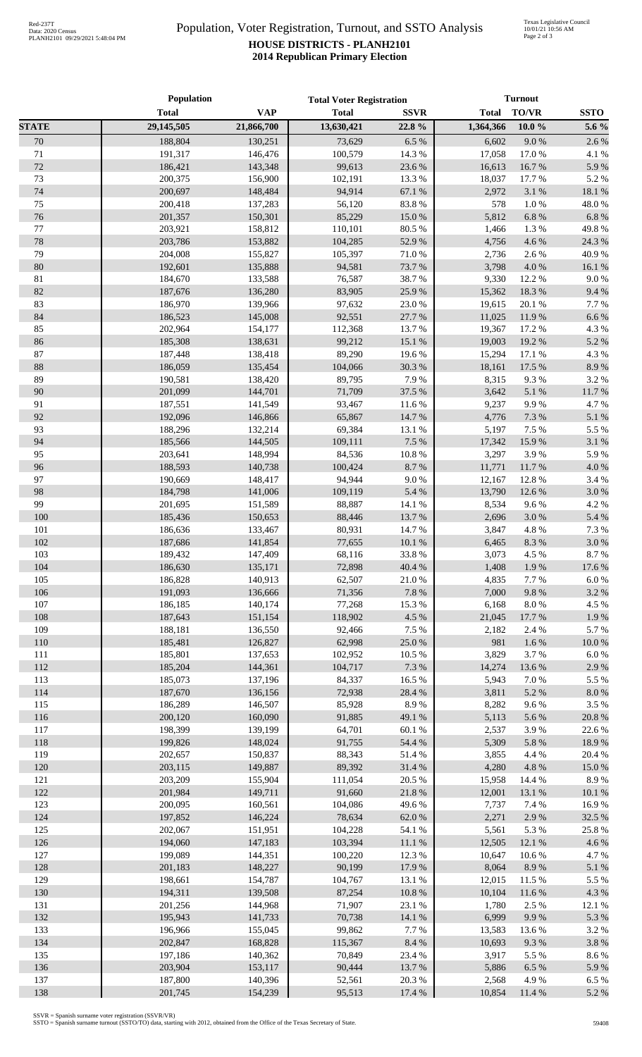# Population, Voter Registration, Turnout, and SSTO Analysis

## HOUSE DISTRICTS - PLANH2101

## 2014 Republican Primary Election

| | Population | | Total Voter Registration | | Turnout | | |
|---|---|---|---|---|---|---|---|
| | Total | VAP | Total | SSVR | Total | TO/VR | SSTO |
| **STATE** | **29,145,505** | **21,866,700** | **13,630,421** | **22.8 %** | **1,364,366** | **10.0 %** | **5.6 %** |
| 70 | 188,804 | 130,251 | 73,629 | 6.5 % | 6,602 | 9.0 % | 2.6 % |
| 71 | 191,317 | 146,476 | 100,579 | 14.3 % | 17,058 | 17.0 % | 4.1 % |
| 72 | 186,421 | 143,348 | 99,613 | 23.6 % | 16,613 | 16.7 % | 5.9 % |
| 73 | 200,375 | 156,900 | 102,191 | 13.3 % | 18,037 | 17.7 % | 5.2 % |
| 74 | 200,697 | 148,484 | 94,914 | 67.1 % | 2,972 | 3.1 % | 18.1 % |
| 75 | 200,418 | 137,283 | 56,120 | 83.8 % | 578 | 1.0 % | 48.0 % |
| 76 | 201,357 | 150,301 | 85,229 | 15.0 % | 5,812 | 6.8 % | 6.8 % |
| 77 | 203,921 | 158,812 | 110,101 | 80.5 % | 1,466 | 1.3 % | 49.8 % |
| 78 | 203,786 | 153,882 | 104,285 | 52.9 % | 4,756 | 4.6 % | 24.3 % |
| 79 | 204,008 | 155,827 | 105,397 | 71.0 % | 2,736 | 2.6 % | 40.9 % |
| 80 | 192,601 | 135,888 | 94,581 | 73.7 % | 3,798 | 4.0 % | 16.1 % |
| 81 | 184,670 | 133,588 | 76,587 | 38.7 % | 9,330 | 12.2 % | 9.0 % |
| 82 | 187,676 | 136,280 | 83,905 | 25.9 % | 15,362 | 18.3 % | 9.4 % |
| 83 | 186,970 | 139,966 | 97,632 | 23.0 % | 19,615 | 20.1 % | 7.7 % |
| 84 | 186,523 | 145,008 | 92,551 | 27.7 % | 11,025 | 11.9 % | 6.6 % |
| 85 | 202,964 | 154,177 | 112,368 | 13.7 % | 19,367 | 17.2 % | 4.3 % |
| 86 | 185,308 | 138,631 | 99,212 | 15.1 % | 19,003 | 19.2 % | 5.2 % |
| 87 | 187,448 | 138,418 | 89,290 | 19.6 % | 15,294 | 17.1 % | 4.3 % |
| 88 | 186,059 | 135,454 | 104,066 | 30.3 % | 18,161 | 17.5 % | 8.9 % |
| 89 | 190,581 | 138,420 | 89,795 | 7.9 % | 8,315 | 9.3 % | 3.2 % |
| 90 | 201,099 | 144,701 | 71,709 | 37.5 % | 3,642 | 5.1 % | 11.7 % |
| 91 | 187,551 | 141,549 | 93,467 | 11.6 % | 9,237 | 9.9 % | 4.7 % |
| 92 | 192,096 | 146,866 | 65,867 | 14.7 % | 4,776 | 7.3 % | 5.1 % |
| 93 | 188,296 | 132,214 | 69,384 | 13.1 % | 5,197 | 7.5 % | 5.5 % |
| 94 | 185,566 | 144,505 | 109,111 | 7.5 % | 17,342 | 15.9 % | 3.1 % |
| 95 | 203,641 | 148,994 | 84,536 | 10.8 % | 3,297 | 3.9 % | 5.9 % |
| 96 | 188,593 | 140,738 | 100,424 | 8.7 % | 11,771 | 11.7 % | 4.0 % |
| 97 | 190,669 | 148,417 | 94,944 | 9.0 % | 12,167 | 12.8 % | 3.4 % |
| 98 | 184,798 | 141,006 | 109,119 | 5.4 % | 13,790 | 12.6 % | 3.0 % |
| 99 | 201,695 | 151,589 | 88,887 | 14.1 % | 8,534 | 9.6 % | 4.2 % |
| 100 | 185,436 | 150,653 | 88,446 | 13.7 % | 2,696 | 3.0 % | 5.4 % |
| 101 | 186,636 | 133,467 | 80,931 | 14.7 % | 3,847 | 4.8 % | 7.3 % |
| 102 | 187,686 | 141,854 | 77,655 | 10.1 % | 6,465 | 8.3 % | 3.0 % |
| 103 | 189,432 | 147,409 | 68,116 | 33.8 % | 3,073 | 4.5 % | 8.7 % |
| 104 | 186,630 | 135,171 | 72,898 | 40.4 % | 1,408 | 1.9 % | 17.6 % |
| 105 | 186,828 | 140,913 | 62,507 | 21.0 % | 4,835 | 7.7 % | 6.0 % |
| 106 | 191,093 | 136,666 | 71,356 | 7.8 % | 7,000 | 9.8 % | 3.2 % |
| 107 | 186,185 | 140,174 | 77,268 | 15.3 % | 6,168 | 8.0 % | 4.5 % |
| 108 | 187,643 | 151,154 | 118,902 | 4.5 % | 21,045 | 17.7 % | 1.9 % |
| 109 | 188,181 | 136,550 | 92,466 | 7.5 % | 2,182 | 2.4 % | 5.7 % |
| 110 | 185,481 | 126,827 | 62,998 | 25.0 % | 981 | 1.6 % | 10.0 % |
| 111 | 185,801 | 137,653 | 102,952 | 10.5 % | 3,829 | 3.7 % | 6.0 % |
| 112 | 185,204 | 144,361 | 104,717 | 7.3 % | 14,274 | 13.6 % | 2.9 % |
| 113 | 185,073 | 137,196 | 84,337 | 16.5 % | 5,943 | 7.0 % | 5.5 % |
| 114 | 187,670 | 136,156 | 72,938 | 28.4 % | 3,811 | 5.2 % | 8.0 % |
| 115 | 186,289 | 146,507 | 85,928 | 8.9 % | 8,282 | 9.6 % | 3.5 % |
| 116 | 200,120 | 160,090 | 91,885 | 49.1 % | 5,113 | 5.6 % | 20.8 % |
| 117 | 198,399 | 139,199 | 64,701 | 60.1 % | 2,537 | 3.9 % | 22.6 % |
| 118 | 199,826 | 148,024 | 91,755 | 54.4 % | 5,309 | 5.8 % | 18.9 % |
| 119 | 202,657 | 150,837 | 88,343 | 51.4 % | 3,855 | 4.4 % | 20.4 % |
| 120 | 203,115 | 149,887 | 89,392 | 31.4 % | 4,280 | 4.8 % | 15.0 % |
| 121 | 203,209 | 155,904 | 111,054 | 20.5 % | 15,958 | 14.4 % | 8.9 % |
| 122 | 201,984 | 149,711 | 91,660 | 21.8 % | 12,001 | 13.1 % | 10.1 % |
| 123 | 200,095 | 160,561 | 104,086 | 49.6 % | 7,737 | 7.4 % | 16.9 % |
| 124 | 197,852 | 146,224 | 78,634 | 62.0 % | 2,271 | 2.9 % | 32.5 % |
| 125 | 202,067 | 151,951 | 104,228 | 54.1 % | 5,561 | 5.3 % | 25.8 % |
| 126 | 194,060 | 147,183 | 103,394 | 11.1 % | 12,505 | 12.1 % | 4.6 % |
| 127 | 199,089 | 144,351 | 100,220 | 12.3 % | 10,647 | 10.6 % | 4.7 % |
| 128 | 201,183 | 148,227 | 90,199 | 17.9 % | 8,064 | 8.9 % | 5.1 % |
| 129 | 198,661 | 154,787 | 104,767 | 13.1 % | 12,015 | 11.5 % | 5.5 % |
| 130 | 194,311 | 139,508 | 87,254 | 10.8 % | 10,104 | 11.6 % | 4.3 % |
| 131 | 201,256 | 144,968 | 71,907 | 23.1 % | 1,780 | 2.5 % | 12.1 % |
| 132 | 195,943 | 141,733 | 70,738 | 14.1 % | 6,999 | 9.9 % | 5.3 % |
| 133 | 196,966 | 155,045 | 99,862 | 7.7 % | 13,583 | 13.6 % | 3.2 % |
| 134 | 202,847 | 168,828 | 115,367 | 8.4 % | 10,693 | 9.3 % | 3.8 % |
| 135 | 197,186 | 140,362 | 70,849 | 23.4 % | 3,917 | 5.5 % | 8.6 % |
| 136 | 203,904 | 153,117 | 90,444 | 13.7 % | 5,886 | 6.5 % | 5.9 % |
| 137 | 187,800 | 140,396 | 52,561 | 20.3 % | 2,568 | 4.9 % | 6.5 % |
| 138 | 201,745 | 154,239 | 95,513 | 17.4 % | 10,854 | 11.4 % | 5.2 % |

SSVR = Spanish surname voter registration (SSVR/VR)
SSTO = Spanish surname turnout (SSTO/TO) data, starting with 2012, obtained from the Office of the Texas Secretary of State.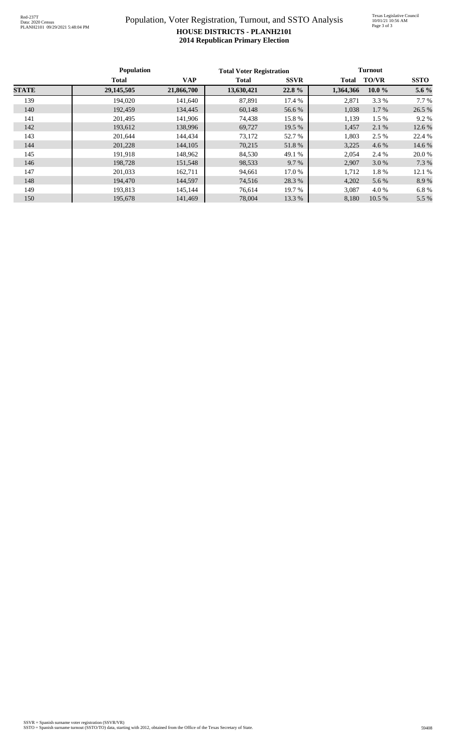# Population, Voter Registration, Turnout, and SSTO Analysis

## HOUSE DISTRICTS - PLANH2101
## 2014 Republican Primary Election

Red-237T
Data: 2020 Census
PLANH2101 09/29/2021 5:48:04 PM

Texas Legislative Council
10/01/21 10:56 AM

| | Population | | Total Voter Registration | | Turnout | | |
|---|---|---|---|---|---|---|---|
| | **Total** | **VAP** | **Total** | **SSVR** | **Total** | **TO/VR** | **SSTO** |
| **STATE** | **29,145,505** | **21,866,700** | **13,630,421** | **22.8 %** | **1,364,366** | **10.0 %** | **5.6 %** |
| 139 | 194,020 | 141,640 | 87,891 | 17.4 % | 2,871 | 3.3 % | 7.7 % |
| 140 | 192,459 | 134,445 | 60,148 | 56.6 % | 1,038 | 1.7 % | 26.5 % |
| 141 | 201,495 | 141,906 | 74,438 | 15.8 % | 1,139 | 1.5 % | 9.2 % |
| 142 | 193,612 | 138,996 | 69,727 | 19.5 % | 1,457 | 2.1 % | 12.6 % |
| 143 | 201,644 | 144,434 | 73,172 | 52.7 % | 1,803 | 2.5 % | 22.4 % |
| 144 | 201,228 | 144,105 | 70,215 | 51.8 % | 3,225 | 4.6 % | 14.6 % |
| 145 | 191,918 | 148,962 | 84,530 | 49.1 % | 2,054 | 2.4 % | 20.0 % |
| 146 | 198,728 | 151,548 | 98,533 | 9.7 % | 2,907 | 3.0 % | 7.3 % |
| 147 | 201,033 | 162,711 | 94,661 | 17.0 % | 1,712 | 1.8 % | 12.1 % |
| 148 | 194,470 | 144,597 | 74,516 | 28.3 % | 4,202 | 5.6 % | 8.9 % |
| 149 | 193,813 | 145,144 | 76,614 | 19.7 % | 3,087 | 4.0 % | 6.8 % |
| 150 | 195,678 | 141,469 | 78,004 | 13.3 % | 8,180 | 10.5 % | 5.5 % |

SSVR = Spanish surname voter registration (SSVR/VR)
SSTO = Spanish surname turnout (SSTO/TO) data, starting with 2012, obtained from the Office of the Texas Secretary of State.

59408